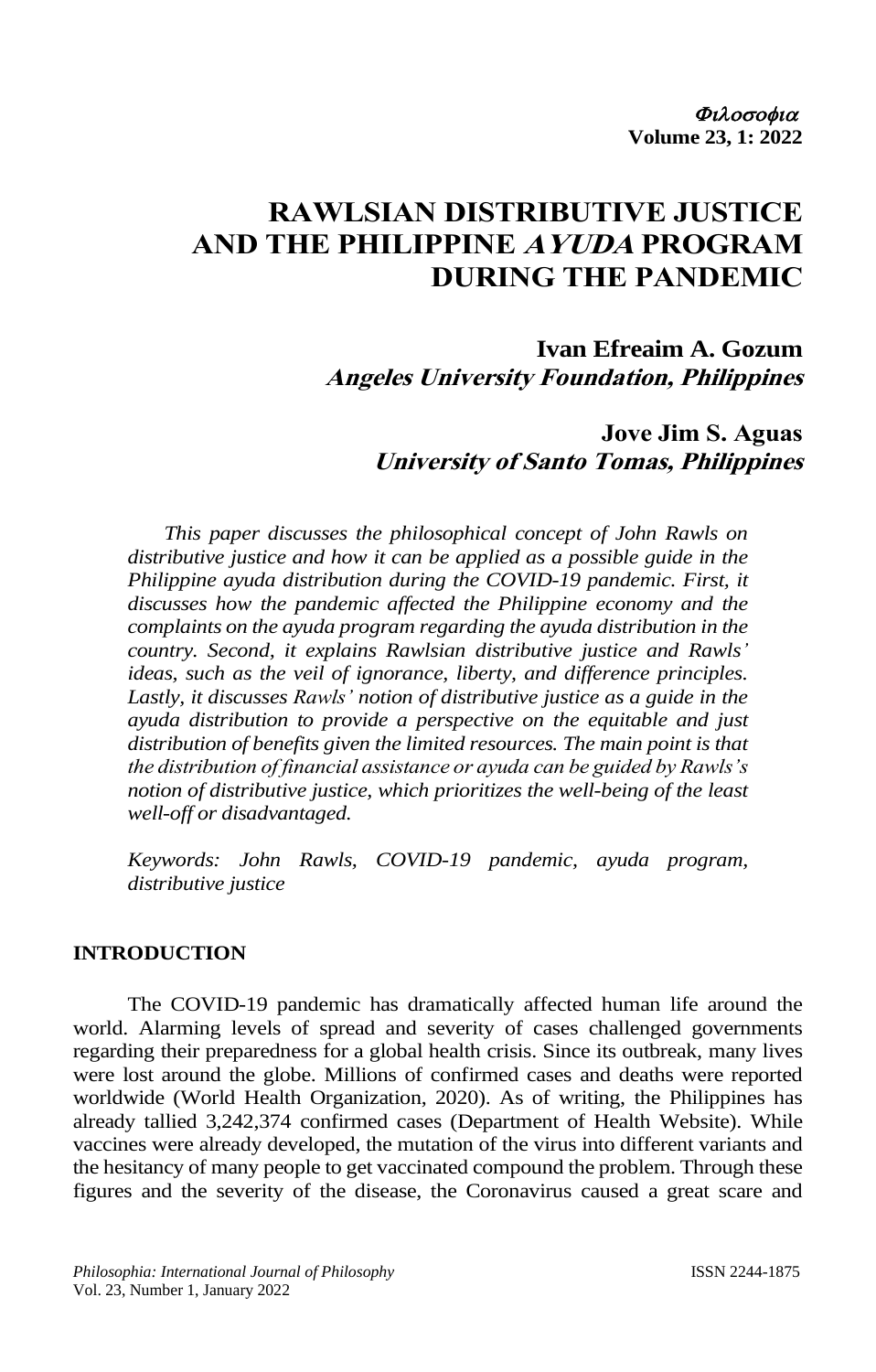# RAWLSIAN DISTRIBUTIVE JUSTICE AND THE PHILIPPINE *AYUDA* PROGRAM DURING THE PANDEMIC

**Ivan Efreaim A. Gozum**
***Angeles University Foundation, Philippines***

**Jove Jim S. Aguas**
***University of Santo Tomas, Philippines***

*This paper discusses the philosophical concept of John Rawls on distributive justice and how it can be applied as a possible guide in the Philippine ayuda distribution during the COVID-19 pandemic. First, it discusses how the pandemic affected the Philippine economy and the complaints on the ayuda program regarding the ayuda distribution in the country. Second, it explains Rawlsian distributive justice and Rawls' ideas, such as the veil of ignorance, liberty, and difference principles. Lastly, it discusses Rawls' notion of distributive justice as a guide in the ayuda distribution to provide a perspective on the equitable and just distribution of benefits given the limited resources. The main point is that the distribution of financial assistance or ayuda can be guided by Rawls's notion of distributive justice, which prioritizes the well-being of the least well-off or disadvantaged.*

*Keywords: John Rawls, COVID-19 pandemic, ayuda program, distributive justice*

## INTRODUCTION

The COVID-19 pandemic has dramatically affected human life around the world. Alarming levels of spread and severity of cases challenged governments regarding their preparedness for a global health crisis. Since its outbreak, many lives were lost around the globe. Millions of confirmed cases and deaths were reported worldwide (World Health Organization, 2020). As of writing, the Philippines has already tallied 3,242,374 confirmed cases (Department of Health Website). While vaccines were already developed, the mutation of the virus into different variants and the hesitancy of many people to get vaccinated compound the problem. Through these figures and the severity of the disease, the Coronavirus caused a great scare and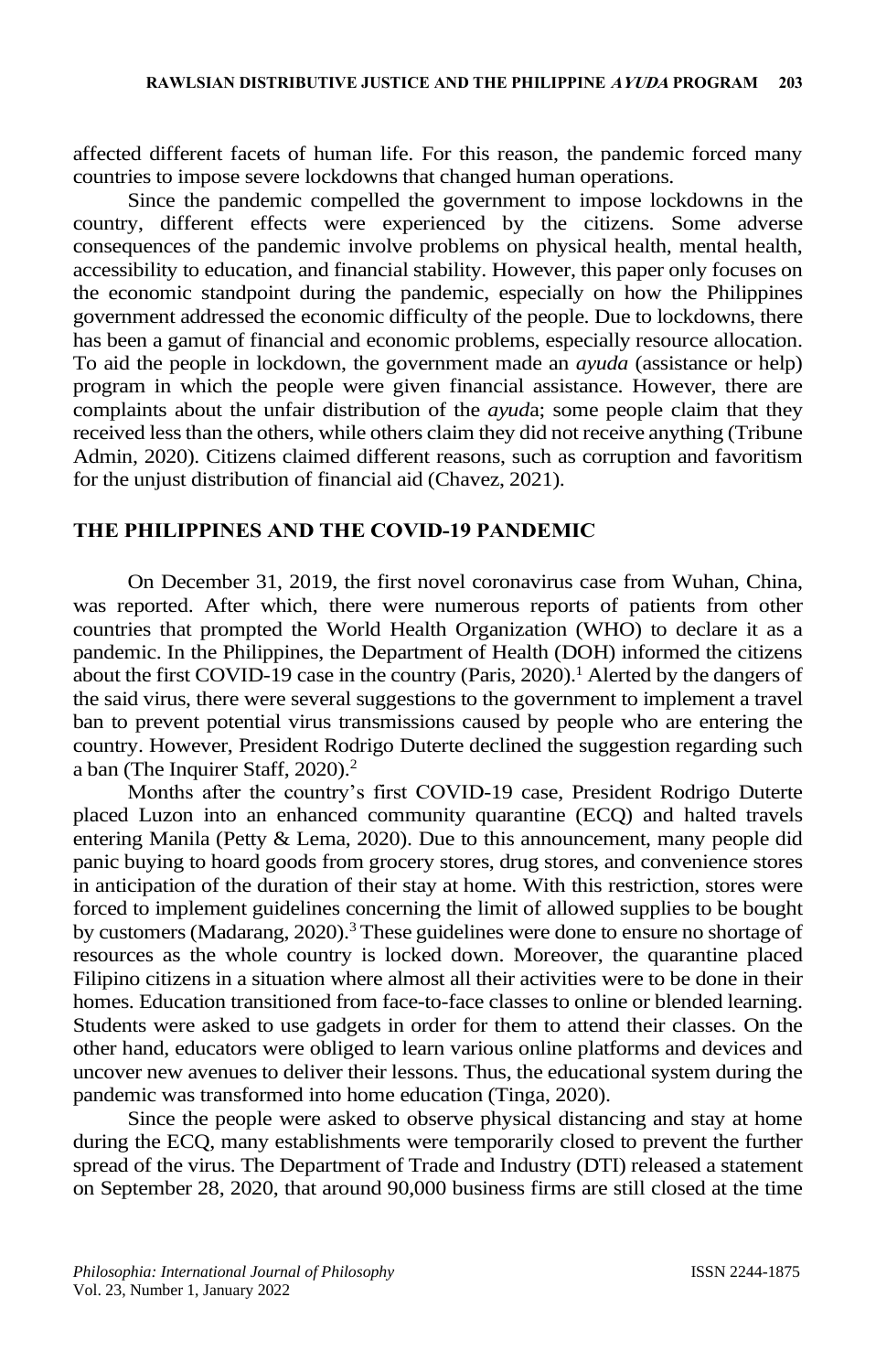affected different facets of human life. For this reason, the pandemic forced many countries to impose severe lockdowns that changed human operations.

Since the pandemic compelled the government to impose lockdowns in the country, different effects were experienced by the citizens. Some adverse consequences of the pandemic involve problems on physical health, mental health, accessibility to education, and financial stability. However, this paper only focuses on the economic standpoint during the pandemic, especially on how the Philippines government addressed the economic difficulty of the people. Due to lockdowns, there has been a gamut of financial and economic problems, especially resource allocation. To aid the people in lockdown, the government made an *ayuda* (assistance or help) program in which the people were given financial assistance. However, there are complaints about the unfair distribution of the *ayud*a; some people claim that they received less than the others, while others claim they did not receive anything (Tribune Admin, 2020). Citizens claimed different reasons, such as corruption and favoritism for the unjust distribution of financial aid (Chavez, 2021).

## THE PHILIPPINES AND THE COVID-19 PANDEMIC

On December 31, 2019, the first novel coronavirus case from Wuhan, China, was reported. After which, there were numerous reports of patients from other countries that prompted the World Health Organization (WHO) to declare it as a pandemic. In the Philippines, the Department of Health (DOH) informed the citizens about the first COVID-19 case in the country (Paris, 2020).[1] Alerted by the dangers of the said virus, there were several suggestions to the government to implement a travel ban to prevent potential virus transmissions caused by people who are entering the country. However, President Rodrigo Duterte declined the suggestion regarding such a ban (The Inquirer Staff, 2020).[2]

Months after the country's first COVID-19 case, President Rodrigo Duterte placed Luzon into an enhanced community quarantine (ECQ) and halted travels entering Manila (Petty & Lema, 2020). Due to this announcement, many people did panic buying to hoard goods from grocery stores, drug stores, and convenience stores in anticipation of the duration of their stay at home. With this restriction, stores were forced to implement guidelines concerning the limit of allowed supplies to be bought by customers (Madarang, 2020).[3] These guidelines were done to ensure no shortage of resources as the whole country is locked down. Moreover, the quarantine placed Filipino citizens in a situation where almost all their activities were to be done in their homes. Education transitioned from face-to-face classes to online or blended learning. Students were asked to use gadgets in order for them to attend their classes. On the other hand, educators were obliged to learn various online platforms and devices and uncover new avenues to deliver their lessons. Thus, the educational system during the pandemic was transformed into home education (Tinga, 2020).

Since the people were asked to observe physical distancing and stay at home during the ECQ, many establishments were temporarily closed to prevent the further spread of the virus. The Department of Trade and Industry (DTI) released a statement on September 28, 2020, that around 90,000 business firms are still closed at the time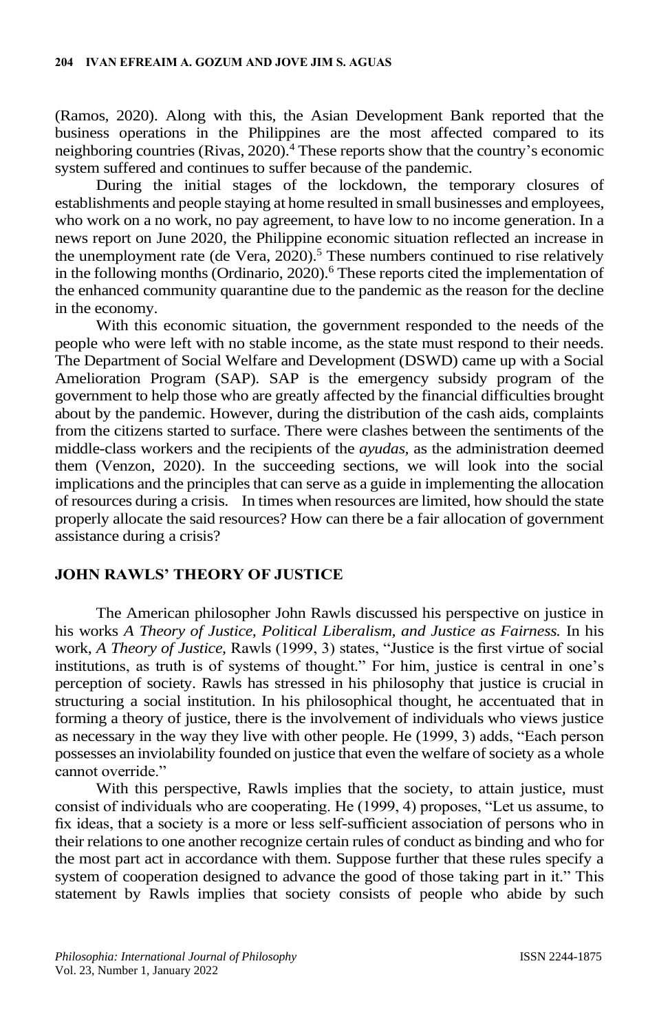(Ramos, 2020). Along with this, the Asian Development Bank reported that the business operations in the Philippines are the most affected compared to its neighboring countries (Rivas, 2020).[4] These reports show that the country's economic system suffered and continues to suffer because of the pandemic.

During the initial stages of the lockdown, the temporary closures of establishments and people staying at home resulted in small businesses and employees, who work on a no work, no pay agreement, to have low to no income generation. In a news report on June 2020, the Philippine economic situation reflected an increase in the unemployment rate (de Vera, 2020).[5] These numbers continued to rise relatively in the following months (Ordinario, 2020).[6] These reports cited the implementation of the enhanced community quarantine due to the pandemic as the reason for the decline in the economy.

With this economic situation, the government responded to the needs of the people who were left with no stable income, as the state must respond to their needs. The Department of Social Welfare and Development (DSWD) came up with a Social Amelioration Program (SAP). SAP is the emergency subsidy program of the government to help those who are greatly affected by the financial difficulties brought about by the pandemic. However, during the distribution of the cash aids, complaints from the citizens started to surface. There were clashes between the sentiments of the middle-class workers and the recipients of the *ayudas,* as the administration deemed them (Venzon, 2020). In the succeeding sections, we will look into the social implications and the principles that can serve as a guide in implementing the allocation of resources during a crisis. In times when resources are limited, how should the state properly allocate the said resources? How can there be a fair allocation of government assistance during a crisis?

## JOHN RAWLS' THEORY OF JUSTICE

The American philosopher John Rawls discussed his perspective on justice in his works *A Theory of Justice, Political Liberalism, and Justice as Fairness.* In his work, *A Theory of Justice,* Rawls (1999, 3) states, "Justice is the first virtue of social institutions, as truth is of systems of thought." For him, justice is central in one's perception of society. Rawls has stressed in his philosophy that justice is crucial in structuring a social institution. In his philosophical thought, he accentuated that in forming a theory of justice, there is the involvement of individuals who views justice as necessary in the way they live with other people. He (1999, 3) adds, "Each person possesses an inviolability founded on justice that even the welfare of society as a whole cannot override."

With this perspective, Rawls implies that the society, to attain justice, must consist of individuals who are cooperating. He (1999, 4) proposes, "Let us assume, to fix ideas, that a society is a more or less self-sufficient association of persons who in their relations to one another recognize certain rules of conduct as binding and who for the most part act in accordance with them. Suppose further that these rules specify a system of cooperation designed to advance the good of those taking part in it." This statement by Rawls implies that society consists of people who abide by such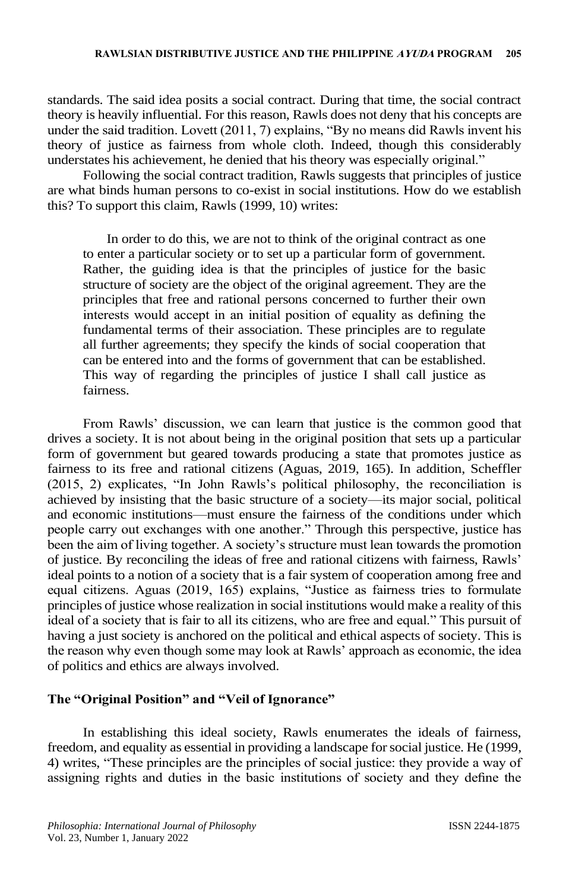standards. The said idea posits a social contract. During that time, the social contract theory is heavily influential. For this reason, Rawls does not deny that his concepts are under the said tradition. Lovett (2011, 7) explains, "By no means did Rawls invent his theory of justice as fairness from whole cloth. Indeed, though this considerably understates his achievement, he denied that his theory was especially original."

Following the social contract tradition, Rawls suggests that principles of justice are what binds human persons to co-exist in social institutions. How do we establish this? To support this claim, Rawls (1999, 10) writes:

> In order to do this, we are not to think of the original contract as one to enter a particular society or to set up a particular form of government. Rather, the guiding idea is that the principles of justice for the basic structure of society are the object of the original agreement. They are the principles that free and rational persons concerned to further their own interests would accept in an initial position of equality as defining the fundamental terms of their association. These principles are to regulate all further agreements; they specify the kinds of social cooperation that can be entered into and the forms of government that can be established. This way of regarding the principles of justice I shall call justice as fairness.

From Rawls' discussion, we can learn that justice is the common good that drives a society. It is not about being in the original position that sets up a particular form of government but geared towards producing a state that promotes justice as fairness to its free and rational citizens (Aguas, 2019, 165). In addition, Scheffler (2015, 2) explicates, "In John Rawls's political philosophy, the reconciliation is achieved by insisting that the basic structure of a society—its major social, political and economic institutions—must ensure the fairness of the conditions under which people carry out exchanges with one another." Through this perspective, justice has been the aim of living together. A society's structure must lean towards the promotion of justice. By reconciling the ideas of free and rational citizens with fairness, Rawls' ideal points to a notion of a society that is a fair system of cooperation among free and equal citizens. Aguas (2019, 165) explains, "Justice as fairness tries to formulate principles of justice whose realization in social institutions would make a reality of this ideal of a society that is fair to all its citizens, who are free and equal." This pursuit of having a just society is anchored on the political and ethical aspects of society. This is the reason why even though some may look at Rawls' approach as economic, the idea of politics and ethics are always involved.

### The "Original Position" and "Veil of Ignorance"

In establishing this ideal society, Rawls enumerates the ideals of fairness, freedom, and equality as essential in providing a landscape for social justice. He (1999, 4) writes, "These principles are the principles of social justice: they provide a way of assigning rights and duties in the basic institutions of society and they define the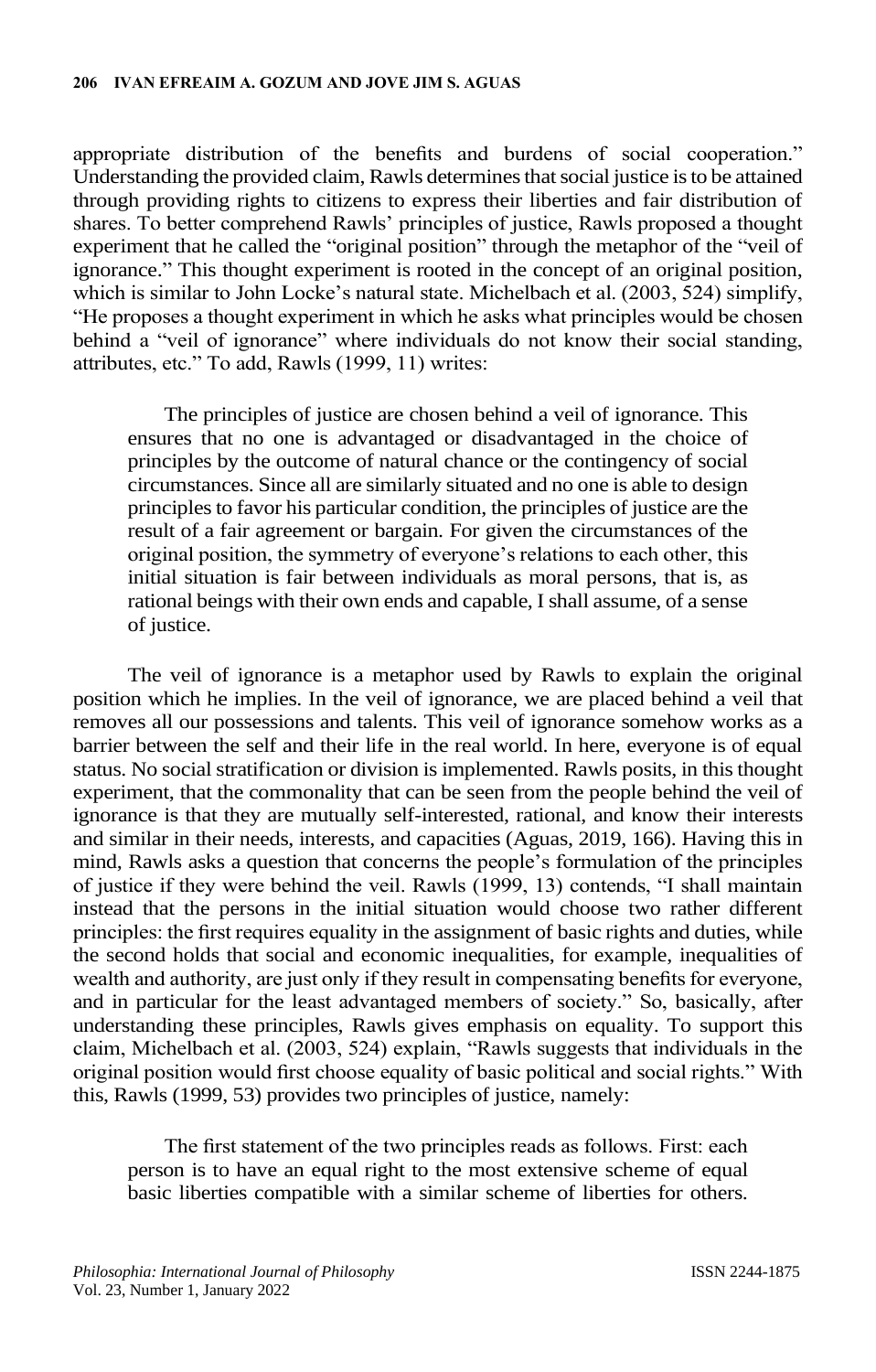appropriate distribution of the benefits and burdens of social cooperation." Understanding the provided claim, Rawls determines that social justice is to be attained through providing rights to citizens to express their liberties and fair distribution of shares. To better comprehend Rawls' principles of justice, Rawls proposed a thought experiment that he called the "original position" through the metaphor of the "veil of ignorance." This thought experiment is rooted in the concept of an original position, which is similar to John Locke's natural state. Michelbach et al. (2003, 524) simplify, "He proposes a thought experiment in which he asks what principles would be chosen behind a "veil of ignorance" where individuals do not know their social standing, attributes, etc." To add, Rawls (1999, 11) writes:

> The principles of justice are chosen behind a veil of ignorance. This ensures that no one is advantaged or disadvantaged in the choice of principles by the outcome of natural chance or the contingency of social circumstances. Since all are similarly situated and no one is able to design principles to favor his particular condition, the principles of justice are the result of a fair agreement or bargain. For given the circumstances of the original position, the symmetry of everyone's relations to each other, this initial situation is fair between individuals as moral persons, that is, as rational beings with their own ends and capable, I shall assume, of a sense of justice.

The veil of ignorance is a metaphor used by Rawls to explain the original position which he implies. In the veil of ignorance, we are placed behind a veil that removes all our possessions and talents. This veil of ignorance somehow works as a barrier between the self and their life in the real world. In here, everyone is of equal status. No social stratification or division is implemented. Rawls posits, in this thought experiment, that the commonality that can be seen from the people behind the veil of ignorance is that they are mutually self-interested, rational, and know their interests and similar in their needs, interests, and capacities (Aguas, 2019, 166). Having this in mind, Rawls asks a question that concerns the people's formulation of the principles of justice if they were behind the veil. Rawls (1999, 13) contends, "I shall maintain instead that the persons in the initial situation would choose two rather different principles: the first requires equality in the assignment of basic rights and duties, while the second holds that social and economic inequalities, for example, inequalities of wealth and authority, are just only if they result in compensating benefits for everyone, and in particular for the least advantaged members of society." So, basically, after understanding these principles, Rawls gives emphasis on equality. To support this claim, Michelbach et al. (2003, 524) explain, "Rawls suggests that individuals in the original position would first choose equality of basic political and social rights." With this, Rawls (1999, 53) provides two principles of justice, namely:

> The first statement of the two principles reads as follows. First: each person is to have an equal right to the most extensive scheme of equal basic liberties compatible with a similar scheme of liberties for others.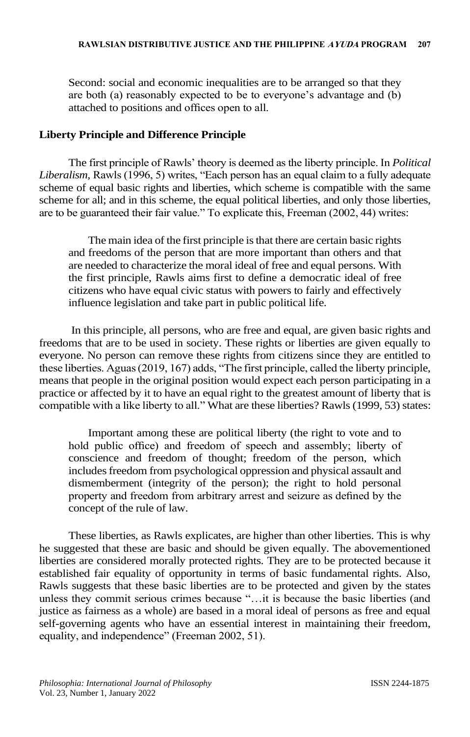> Second: social and economic inequalities are to be arranged so that they are both (a) reasonably expected to be to everyone's advantage and (b) attached to positions and offices open to all.

### Liberty Principle and Difference Principle

The first principle of Rawls' theory is deemed as the liberty principle. In *Political Liberalism*, Rawls (1996, 5) writes, "Each person has an equal claim to a fully adequate scheme of equal basic rights and liberties, which scheme is compatible with the same scheme for all; and in this scheme, the equal political liberties, and only those liberties, are to be guaranteed their fair value." To explicate this, Freeman (2002, 44) writes:

> The main idea of the first principle is that there are certain basic rights and freedoms of the person that are more important than others and that are needed to characterize the moral ideal of free and equal persons. With the first principle, Rawls aims first to define a democratic ideal of free citizens who have equal civic status with powers to fairly and effectively influence legislation and take part in public political life.

In this principle, all persons, who are free and equal, are given basic rights and freedoms that are to be used in society. These rights or liberties are given equally to everyone. No person can remove these rights from citizens since they are entitled to these liberties. Aguas (2019, 167) adds, "The first principle, called the liberty principle, means that people in the original position would expect each person participating in a practice or affected by it to have an equal right to the greatest amount of liberty that is compatible with a like liberty to all." What are these liberties? Rawls (1999, 53) states:

> Important among these are political liberty (the right to vote and to hold public office) and freedom of speech and assembly; liberty of conscience and freedom of thought; freedom of the person, which includes freedom from psychological oppression and physical assault and dismemberment (integrity of the person); the right to hold personal property and freedom from arbitrary arrest and seizure as defined by the concept of the rule of law.

These liberties, as Rawls explicates, are higher than other liberties. This is why he suggested that these are basic and should be given equally. The abovementioned liberties are considered morally protected rights. They are to be protected because it established fair equality of opportunity in terms of basic fundamental rights. Also, Rawls suggests that these basic liberties are to be protected and given by the states unless they commit serious crimes because "…it is because the basic liberties (and justice as fairness as a whole) are based in a moral ideal of persons as free and equal self-governing agents who have an essential interest in maintaining their freedom, equality, and independence" (Freeman 2002, 51).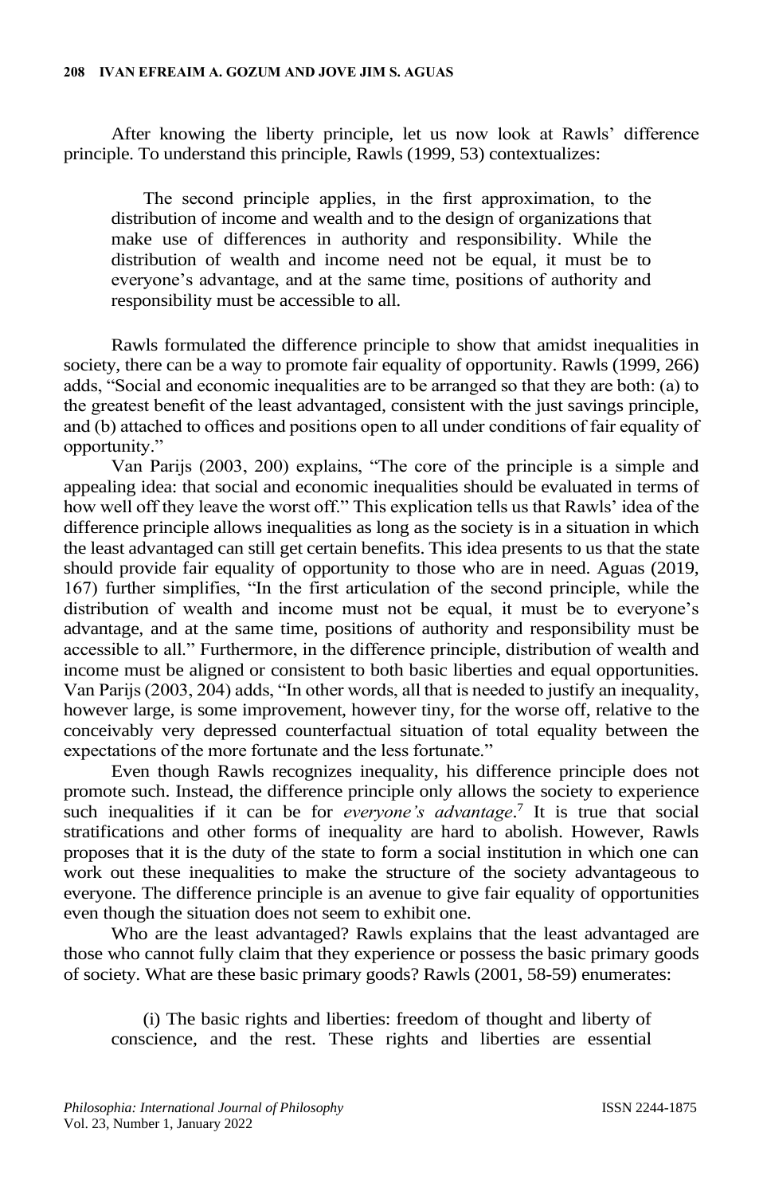After knowing the liberty principle, let us now look at Rawls' difference principle. To understand this principle, Rawls (1999, 53) contextualizes:

> The second principle applies, in the first approximation, to the distribution of income and wealth and to the design of organizations that make use of differences in authority and responsibility. While the distribution of wealth and income need not be equal, it must be to everyone's advantage, and at the same time, positions of authority and responsibility must be accessible to all.

Rawls formulated the difference principle to show that amidst inequalities in society, there can be a way to promote fair equality of opportunity. Rawls (1999, 266) adds, "Social and economic inequalities are to be arranged so that they are both: (a) to the greatest benefit of the least advantaged, consistent with the just savings principle, and (b) attached to offices and positions open to all under conditions of fair equality of opportunity."

Van Parijs (2003, 200) explains, "The core of the principle is a simple and appealing idea: that social and economic inequalities should be evaluated in terms of how well off they leave the worst off." This explication tells us that Rawls' idea of the difference principle allows inequalities as long as the society is in a situation in which the least advantaged can still get certain benefits. This idea presents to us that the state should provide fair equality of opportunity to those who are in need. Aguas (2019, 167) further simplifies, "In the first articulation of the second principle, while the distribution of wealth and income must not be equal, it must be to everyone's advantage, and at the same time, positions of authority and responsibility must be accessible to all." Furthermore, in the difference principle, distribution of wealth and income must be aligned or consistent to both basic liberties and equal opportunities. Van Parijs (2003, 204) adds, "In other words, all that is needed to justify an inequality, however large, is some improvement, however tiny, for the worse off, relative to the conceivably very depressed counterfactual situation of total equality between the expectations of the more fortunate and the less fortunate."

Even though Rawls recognizes inequality, his difference principle does not promote such. Instead, the difference principle only allows the society to experience such inequalities if it can be for *everyone's advantage*.[7] It is true that social stratifications and other forms of inequality are hard to abolish. However, Rawls proposes that it is the duty of the state to form a social institution in which one can work out these inequalities to make the structure of the society advantageous to everyone. The difference principle is an avenue to give fair equality of opportunities even though the situation does not seem to exhibit one.

Who are the least advantaged? Rawls explains that the least advantaged are those who cannot fully claim that they experience or possess the basic primary goods of society. What are these basic primary goods? Rawls (2001, 58-59) enumerates:

> (i) The basic rights and liberties: freedom of thought and liberty of conscience, and the rest. These rights and liberties are essential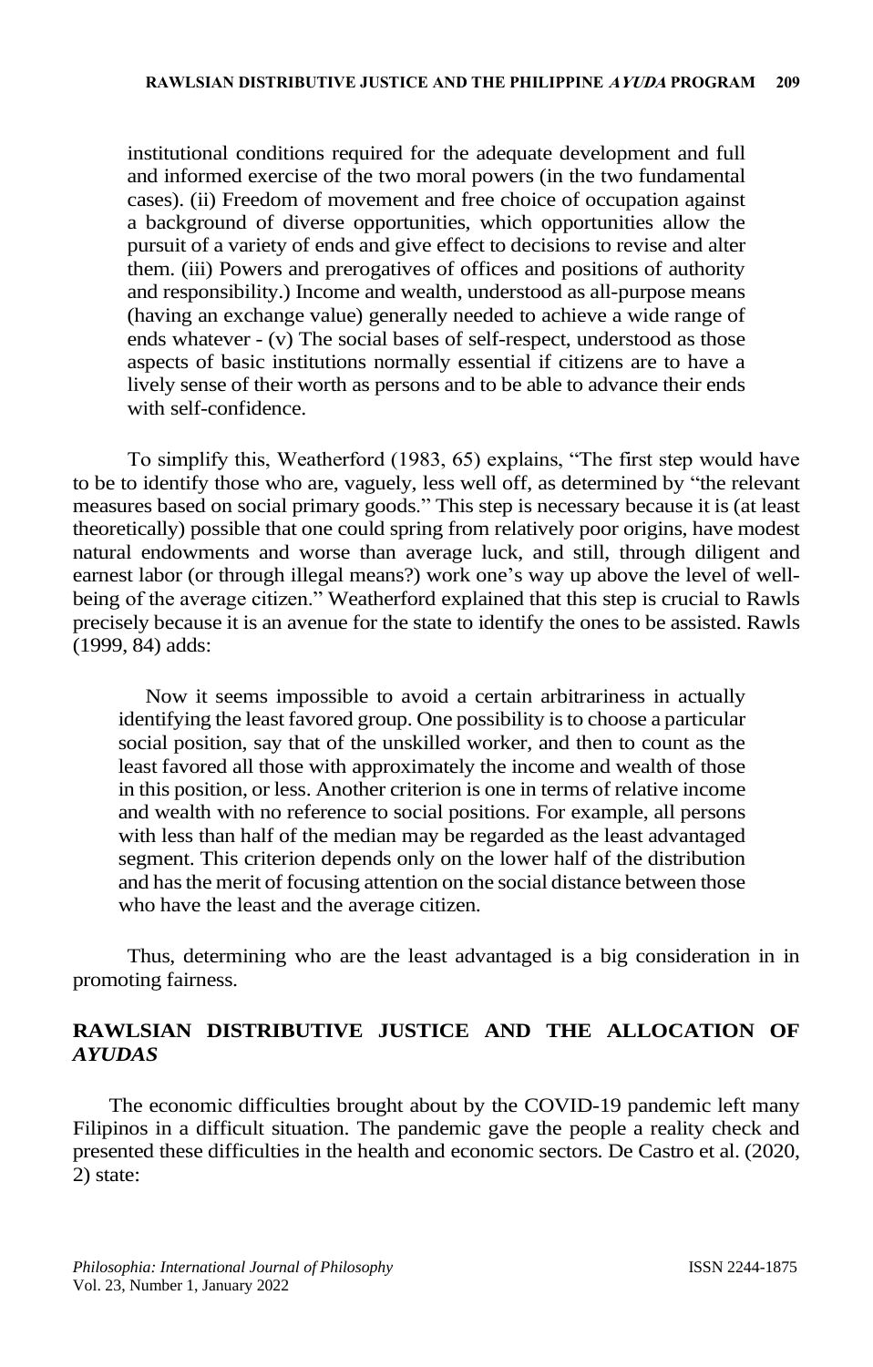> institutional conditions required for the adequate development and full and informed exercise of the two moral powers (in the two fundamental cases). (ii) Freedom of movement and free choice of occupation against a background of diverse opportunities, which opportunities allow the pursuit of a variety of ends and give effect to decisions to revise and alter them. (iii) Powers and prerogatives of offices and positions of authority and responsibility.) Income and wealth, understood as all-purpose means (having an exchange value) generally needed to achieve a wide range of ends whatever - (v) The social bases of self-respect, understood as those aspects of basic institutions normally essential if citizens are to have a lively sense of their worth as persons and to be able to advance their ends with self-confidence.

To simplify this, Weatherford (1983, 65) explains, "The first step would have to be to identify those who are, vaguely, less well off, as determined by "the relevant measures based on social primary goods." This step is necessary because it is (at least theoretically) possible that one could spring from relatively poor origins, have modest natural endowments and worse than average luck, and still, through diligent and earnest labor (or through illegal means?) work one's way up above the level of well-being of the average citizen." Weatherford explained that this step is crucial to Rawls precisely because it is an avenue for the state to identify the ones to be assisted. Rawls (1999, 84) adds:

> Now it seems impossible to avoid a certain arbitrariness in actually identifying the least favored group. One possibility is to choose a particular social position, say that of the unskilled worker, and then to count as the least favored all those with approximately the income and wealth of those in this position, or less. Another criterion is one in terms of relative income and wealth with no reference to social positions. For example, all persons with less than half of the median may be regarded as the least advantaged segment. This criterion depends only on the lower half of the distribution and has the merit of focusing attention on the social distance between those who have the least and the average citizen.

Thus, determining who are the least advantaged is a big consideration in in promoting fairness.

## RAWLSIAN DISTRIBUTIVE JUSTICE AND THE ALLOCATION OF *AYUDAS*

The economic difficulties brought about by the COVID-19 pandemic left many Filipinos in a difficult situation. The pandemic gave the people a reality check and presented these difficulties in the health and economic sectors. De Castro et al. (2020, 2) state: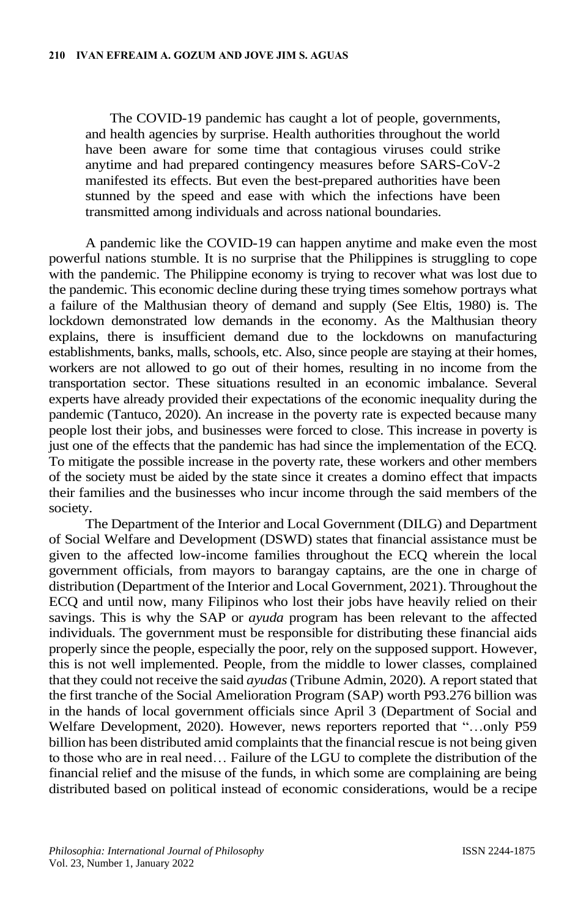> The COVID-19 pandemic has caught a lot of people, governments, and health agencies by surprise. Health authorities throughout the world have been aware for some time that contagious viruses could strike anytime and had prepared contingency measures before SARS-CoV-2 manifested its effects. But even the best-prepared authorities have been stunned by the speed and ease with which the infections have been transmitted among individuals and across national boundaries.

A pandemic like the COVID-19 can happen anytime and make even the most powerful nations stumble. It is no surprise that the Philippines is struggling to cope with the pandemic. The Philippine economy is trying to recover what was lost due to the pandemic. This economic decline during these trying times somehow portrays what a failure of the Malthusian theory of demand and supply (See Eltis, 1980) is. The lockdown demonstrated low demands in the economy. As the Malthusian theory explains, there is insufficient demand due to the lockdowns on manufacturing establishments, banks, malls, schools, etc. Also, since people are staying at their homes, workers are not allowed to go out of their homes, resulting in no income from the transportation sector. These situations resulted in an economic imbalance. Several experts have already provided their expectations of the economic inequality during the pandemic (Tantuco, 2020). An increase in the poverty rate is expected because many people lost their jobs, and businesses were forced to close. This increase in poverty is just one of the effects that the pandemic has had since the implementation of the ECQ. To mitigate the possible increase in the poverty rate, these workers and other members of the society must be aided by the state since it creates a domino effect that impacts their families and the businesses who incur income through the said members of the society.

The Department of the Interior and Local Government (DILG) and Department of Social Welfare and Development (DSWD) states that financial assistance must be given to the affected low-income families throughout the ECQ wherein the local government officials, from mayors to barangay captains, are the one in charge of distribution (Department of the Interior and Local Government, 2021). Throughout the ECQ and until now, many Filipinos who lost their jobs have heavily relied on their savings. This is why the SAP or *ayuda* program has been relevant to the affected individuals. The government must be responsible for distributing these financial aids properly since the people, especially the poor, rely on the supposed support. However, this is not well implemented. People, from the middle to lower classes, complained that they could not receive the said *ayudas* (Tribune Admin, 2020). A report stated that the first tranche of the Social Amelioration Program (SAP) worth P93.276 billion was in the hands of local government officials since April 3 (Department of Social and Welfare Development, 2020). However, news reporters reported that "…only P59 billion has been distributed amid complaints that the financial rescue is not being given to those who are in real need… Failure of the LGU to complete the distribution of the financial relief and the misuse of the funds, in which some are complaining are being distributed based on political instead of economic considerations, would be a recipe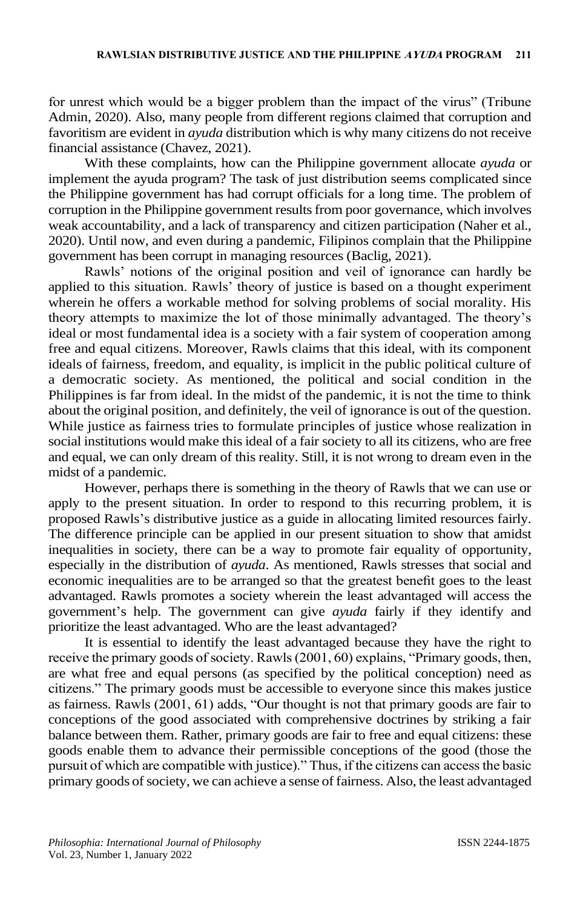for unrest which would be a bigger problem than the impact of the virus" (Tribune Admin, 2020). Also, many people from different regions claimed that corruption and favoritism are evident in *ayuda* distribution which is why many citizens do not receive financial assistance (Chavez, 2021).

With these complaints, how can the Philippine government allocate *ayuda* or implement the ayuda program? The task of just distribution seems complicated since the Philippine government has had corrupt officials for a long time. The problem of corruption in the Philippine government results from poor governance, which involves weak accountability, and a lack of transparency and citizen participation (Naher et al., 2020). Until now, and even during a pandemic, Filipinos complain that the Philippine government has been corrupt in managing resources (Baclig, 2021).

Rawls' notions of the original position and veil of ignorance can hardly be applied to this situation. Rawls' theory of justice is based on a thought experiment wherein he offers a workable method for solving problems of social morality. His theory attempts to maximize the lot of those minimally advantaged. The theory's ideal or most fundamental idea is a society with a fair system of cooperation among free and equal citizens. Moreover, Rawls claims that this ideal, with its component ideals of fairness, freedom, and equality, is implicit in the public political culture of a democratic society. As mentioned, the political and social condition in the Philippines is far from ideal. In the midst of the pandemic, it is not the time to think about the original position, and definitely, the veil of ignorance is out of the question. While justice as fairness tries to formulate principles of justice whose realization in social institutions would make this ideal of a fair society to all its citizens, who are free and equal, we can only dream of this reality. Still, it is not wrong to dream even in the midst of a pandemic.

However, perhaps there is something in the theory of Rawls that we can use or apply to the present situation. In order to respond to this recurring problem, it is proposed Rawls's distributive justice as a guide in allocating limited resources fairly. The difference principle can be applied in our present situation to show that amidst inequalities in society, there can be a way to promote fair equality of opportunity, especially in the distribution of *ayuda*. As mentioned, Rawls stresses that social and economic inequalities are to be arranged so that the greatest benefit goes to the least advantaged. Rawls promotes a society wherein the least advantaged will access the government's help. The government can give *ayuda* fairly if they identify and prioritize the least advantaged. Who are the least advantaged?

It is essential to identify the least advantaged because they have the right to receive the primary goods of society. Rawls (2001, 60) explains, "Primary goods, then, are what free and equal persons (as specified by the political conception) need as citizens." The primary goods must be accessible to everyone since this makes justice as fairness. Rawls (2001, 61) adds, "Our thought is not that primary goods are fair to conceptions of the good associated with comprehensive doctrines by striking a fair balance between them. Rather, primary goods are fair to free and equal citizens: these goods enable them to advance their permissible conceptions of the good (those the pursuit of which are compatible with justice)." Thus, if the citizens can access the basic primary goods of society, we can achieve a sense of fairness. Also, the least advantaged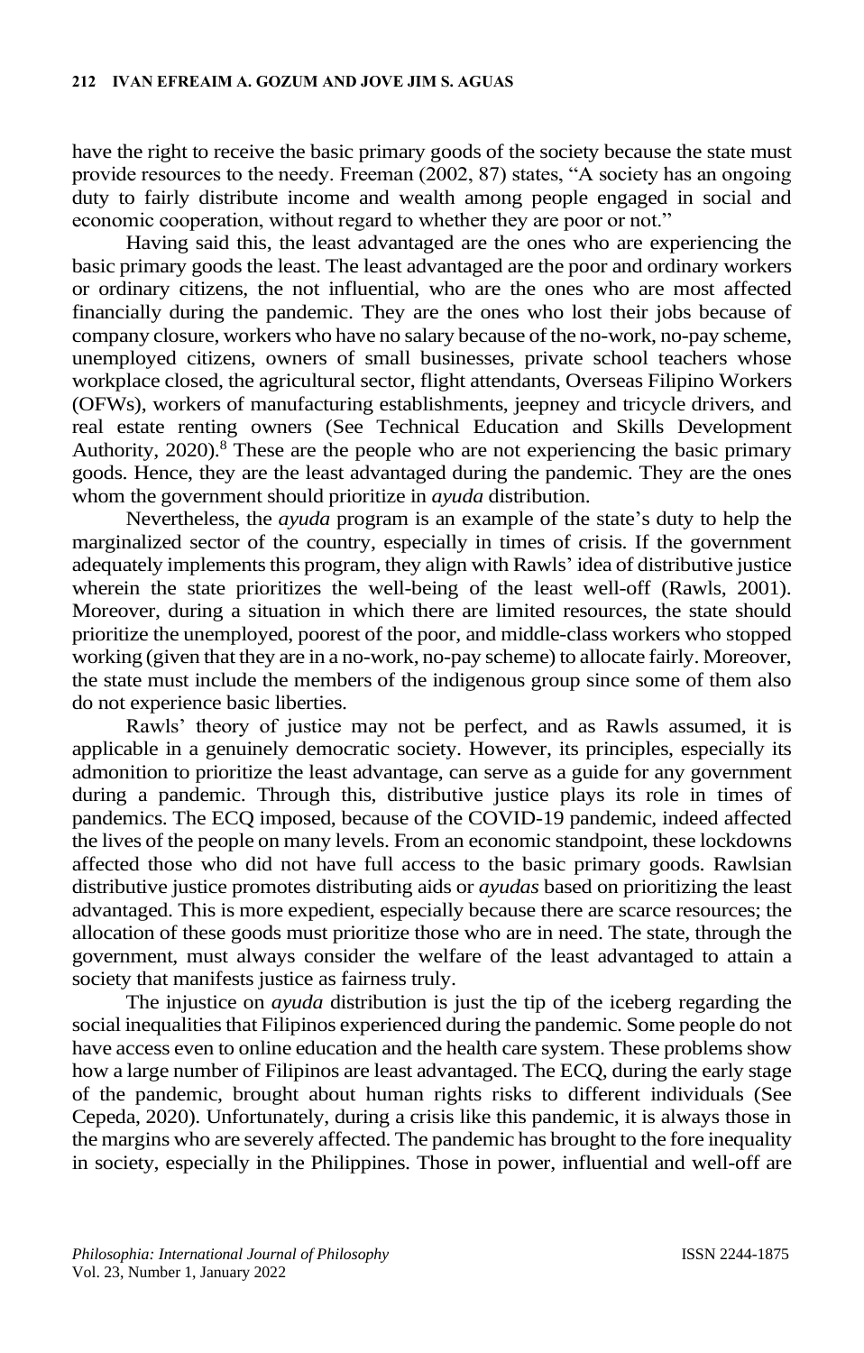have the right to receive the basic primary goods of the society because the state must provide resources to the needy. Freeman (2002, 87) states, "A society has an ongoing duty to fairly distribute income and wealth among people engaged in social and economic cooperation, without regard to whether they are poor or not."

Having said this, the least advantaged are the ones who are experiencing the basic primary goods the least. The least advantaged are the poor and ordinary workers or ordinary citizens, the not influential, who are the ones who are most affected financially during the pandemic. They are the ones who lost their jobs because of company closure, workers who have no salary because of the no-work, no-pay scheme, unemployed citizens, owners of small businesses, private school teachers whose workplace closed, the agricultural sector, flight attendants, Overseas Filipino Workers (OFWs), workers of manufacturing establishments, jeepney and tricycle drivers, and real estate renting owners (See Technical Education and Skills Development Authority, 2020).[8] These are the people who are not experiencing the basic primary goods. Hence, they are the least advantaged during the pandemic. They are the ones whom the government should prioritize in *ayuda* distribution.

Nevertheless, the *ayuda* program is an example of the state's duty to help the marginalized sector of the country, especially in times of crisis. If the government adequately implements this program, they align with Rawls' idea of distributive justice wherein the state prioritizes the well-being of the least well-off (Rawls, 2001). Moreover, during a situation in which there are limited resources, the state should prioritize the unemployed, poorest of the poor, and middle-class workers who stopped working (given that they are in a no-work, no-pay scheme) to allocate fairly. Moreover, the state must include the members of the indigenous group since some of them also do not experience basic liberties.

Rawls' theory of justice may not be perfect, and as Rawls assumed, it is applicable in a genuinely democratic society. However, its principles, especially its admonition to prioritize the least advantage, can serve as a guide for any government during a pandemic. Through this, distributive justice plays its role in times of pandemics. The ECQ imposed, because of the COVID-19 pandemic, indeed affected the lives of the people on many levels. From an economic standpoint, these lockdowns affected those who did not have full access to the basic primary goods. Rawlsian distributive justice promotes distributing aids or *ayudas* based on prioritizing the least advantaged. This is more expedient, especially because there are scarce resources; the allocation of these goods must prioritize those who are in need. The state, through the government, must always consider the welfare of the least advantaged to attain a society that manifests justice as fairness truly.

The injustice on *ayuda* distribution is just the tip of the iceberg regarding the social inequalities that Filipinos experienced during the pandemic. Some people do not have access even to online education and the health care system. These problems show how a large number of Filipinos are least advantaged. The ECQ, during the early stage of the pandemic, brought about human rights risks to different individuals (See Cepeda, 2020). Unfortunately, during a crisis like this pandemic, it is always those in the margins who are severely affected. The pandemic has brought to the fore inequality in society, especially in the Philippines. Those in power, influential and well-off are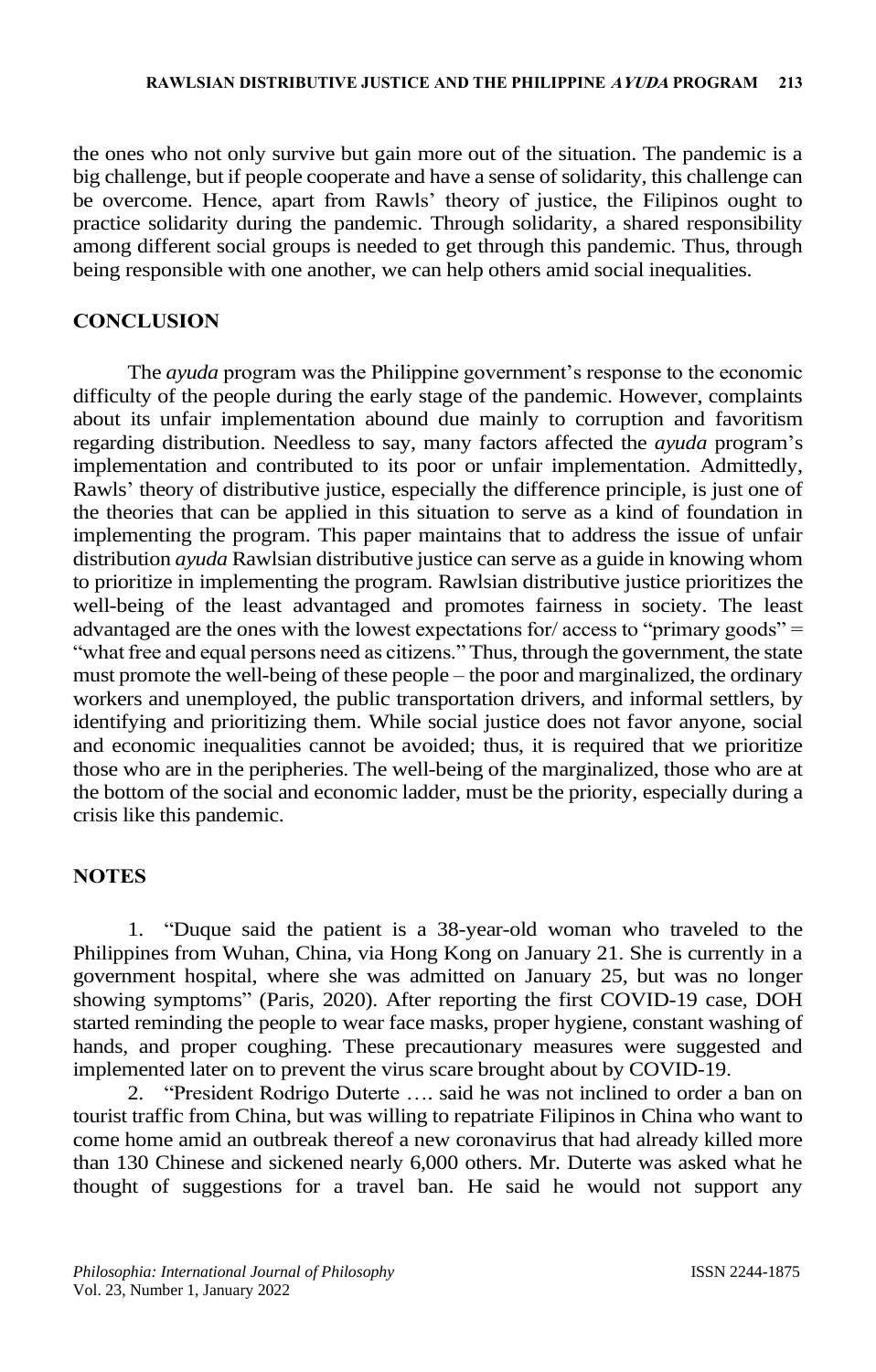the ones who not only survive but gain more out of the situation. The pandemic is a big challenge, but if people cooperate and have a sense of solidarity, this challenge can be overcome. Hence, apart from Rawls' theory of justice, the Filipinos ought to practice solidarity during the pandemic. Through solidarity, a shared responsibility among different social groups is needed to get through this pandemic. Thus, through being responsible with one another, we can help others amid social inequalities.

## CONCLUSION

The *ayuda* program was the Philippine government's response to the economic difficulty of the people during the early stage of the pandemic. However, complaints about its unfair implementation abound due mainly to corruption and favoritism regarding distribution. Needless to say, many factors affected the *ayuda* program's implementation and contributed to its poor or unfair implementation. Admittedly, Rawls' theory of distributive justice, especially the difference principle, is just one of the theories that can be applied in this situation to serve as a kind of foundation in implementing the program. This paper maintains that to address the issue of unfair distribution *ayuda* Rawlsian distributive justice can serve as a guide in knowing whom to prioritize in implementing the program. Rawlsian distributive justice prioritizes the well-being of the least advantaged and promotes fairness in society. The least advantaged are the ones with the lowest expectations for/ access to "primary goods" = "what free and equal persons need as citizens." Thus, through the government, the state must promote the well-being of these people – the poor and marginalized, the ordinary workers and unemployed, the public transportation drivers, and informal settlers, by identifying and prioritizing them. While social justice does not favor anyone, social and economic inequalities cannot be avoided; thus, it is required that we prioritize those who are in the peripheries. The well-being of the marginalized, those who are at the bottom of the social and economic ladder, must be the priority, especially during a crisis like this pandemic.

## NOTES

1. "Duque said the patient is a 38-year-old woman who traveled to the Philippines from Wuhan, China, via Hong Kong on January 21. She is currently in a government hospital, where she was admitted on January 25, but was no longer showing symptoms" (Paris, 2020). After reporting the first COVID-19 case, DOH started reminding the people to wear face masks, proper hygiene, constant washing of hands, and proper coughing. These precautionary measures were suggested and implemented later on to prevent the virus scare brought about by COVID-19.

2. "President Rodrigo Duterte …. said he was not inclined to order a ban on tourist traffic from China, but was willing to repatriate Filipinos in China who want to come home amid an outbreak thereof a new coronavirus that had already killed more than 130 Chinese and sickened nearly 6,000 others. Mr. Duterte was asked what he thought of suggestions for a travel ban. He said he would not support any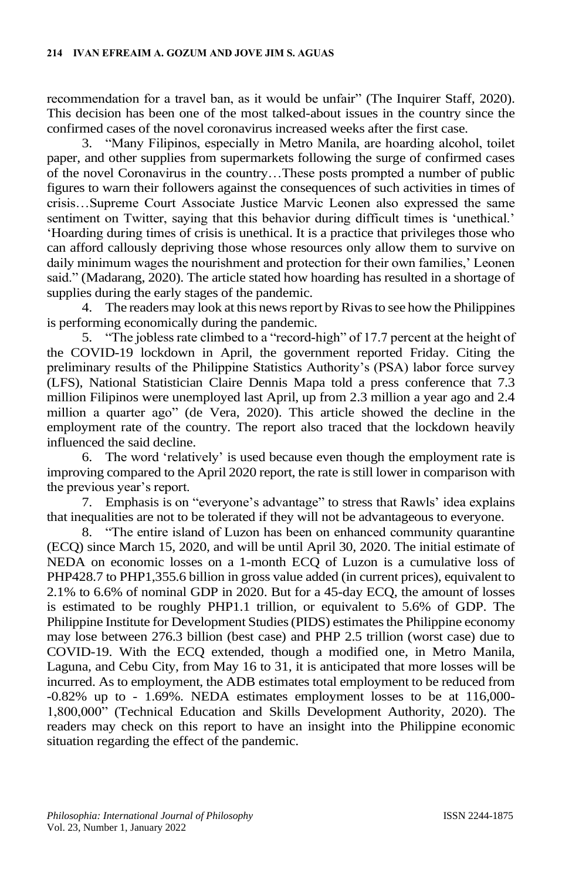recommendation for a travel ban, as it would be unfair" (The Inquirer Staff, 2020). This decision has been one of the most talked-about issues in the country since the confirmed cases of the novel coronavirus increased weeks after the first case.

3. "Many Filipinos, especially in Metro Manila, are hoarding alcohol, toilet paper, and other supplies from supermarkets following the surge of confirmed cases of the novel Coronavirus in the country…These posts prompted a number of public figures to warn their followers against the consequences of such activities in times of crisis…Supreme Court Associate Justice Marvic Leonen also expressed the same sentiment on Twitter, saying that this behavior during difficult times is 'unethical.' 'Hoarding during times of crisis is unethical. It is a practice that privileges those who can afford callously depriving those whose resources only allow them to survive on daily minimum wages the nourishment and protection for their own families,' Leonen said." (Madarang, 2020). The article stated how hoarding has resulted in a shortage of supplies during the early stages of the pandemic.

4. The readers may look at this news report by Rivas to see how the Philippines is performing economically during the pandemic.

5. "The jobless rate climbed to a "record-high" of 17.7 percent at the height of the COVID-19 lockdown in April, the government reported Friday. Citing the preliminary results of the Philippine Statistics Authority's (PSA) labor force survey (LFS), National Statistician Claire Dennis Mapa told a press conference that 7.3 million Filipinos were unemployed last April, up from 2.3 million a year ago and 2.4 million a quarter ago" (de Vera, 2020). This article showed the decline in the employment rate of the country. The report also traced that the lockdown heavily influenced the said decline.

6. The word 'relatively' is used because even though the employment rate is improving compared to the April 2020 report, the rate is still lower in comparison with the previous year's report.

7. Emphasis is on "everyone's advantage" to stress that Rawls' idea explains that inequalities are not to be tolerated if they will not be advantageous to everyone.

8. "The entire island of Luzon has been on enhanced community quarantine (ECQ) since March 15, 2020, and will be until April 30, 2020. The initial estimate of NEDA on economic losses on a 1-month ECQ of Luzon is a cumulative loss of PHP428.7 to PHP1,355.6 billion in gross value added (in current prices), equivalent to 2.1% to 6.6% of nominal GDP in 2020. But for a 45-day ECQ, the amount of losses is estimated to be roughly PHP1.1 trillion, or equivalent to 5.6% of GDP. The Philippine Institute for Development Studies (PIDS) estimates the Philippine economy may lose between 276.3 billion (best case) and PHP 2.5 trillion (worst case) due to COVID-19. With the ECQ extended, though a modified one, in Metro Manila, Laguna, and Cebu City, from May 16 to 31, it is anticipated that more losses will be incurred. As to employment, the ADB estimates total employment to be reduced from -0.82% up to - 1.69%. NEDA estimates employment losses to be at 116,000-1,800,000" (Technical Education and Skills Development Authority, 2020). The readers may check on this report to have an insight into the Philippine economic situation regarding the effect of the pandemic.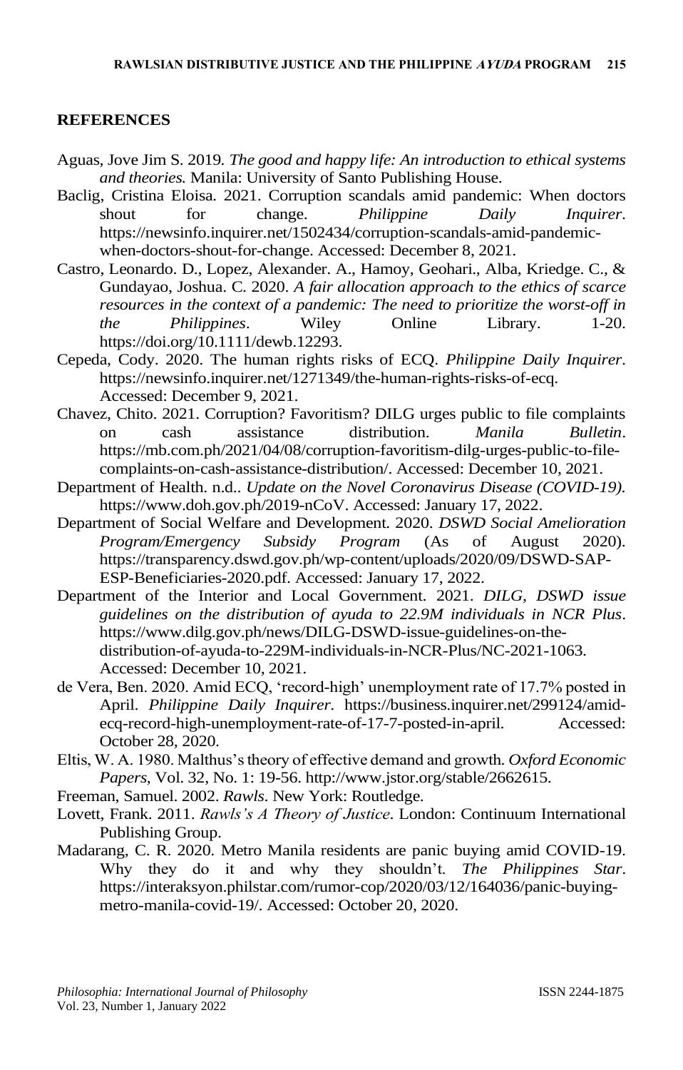## REFERENCES

Aguas, Jove Jim S. 2019. *The good and happy life: An introduction to ethical systems and theories.* Manila: University of Santo Publishing House.

Baclig, Cristina Eloisa. 2021. Corruption scandals amid pandemic: When doctors shout for change. *Philippine Daily Inquirer*. https://newsinfo.inquirer.net/1502434/corruption-scandals-amid-pandemic-when-doctors-shout-for-change. Accessed: December 8, 2021.

Castro, Leonardo. D., Lopez, Alexander. A., Hamoy, Geohari., Alba, Kriedge. C., & Gundayao, Joshua. C. 2020. *A fair allocation approach to the ethics of scarce resources in the context of a pandemic: The need to prioritize the worst-off in the Philippines*. Wiley Online Library. 1-20. https://doi.org/10.1111/dewb.12293.

Cepeda, Cody. 2020. The human rights risks of ECQ. *Philippine Daily Inquirer.* https://newsinfo.inquirer.net/1271349/the-human-rights-risks-of-ecq. Accessed: December 9, 2021.

Chavez, Chito. 2021. Corruption? Favoritism? DILG urges public to file complaints on cash assistance distribution. *Manila Bulletin*. https://mb.com.ph/2021/04/08/corruption-favoritism-dilg-urges-public-to-file-complaints-on-cash-assistance-distribution/. Accessed: December 10, 2021.

Department of Health. n.d.. *Update on the Novel Coronavirus Disease (COVID-19).* https://www.doh.gov.ph/2019-nCoV. Accessed: January 17, 2022.

Department of Social Welfare and Development. 2020. *DSWD Social Amelioration Program/Emergency Subsidy Program* (As of August 2020). https://transparency.dswd.gov.ph/wp-content/uploads/2020/09/DSWD-SAP-ESP-Beneficiaries-2020.pdf. Accessed: January 17, 2022.

Department of the Interior and Local Government. 2021. *DILG, DSWD issue guidelines on the distribution of ayuda to 22.9M individuals in NCR Plus*. https://www.dilg.gov.ph/news/DILG-DSWD-issue-guidelines-on-the-distribution-of-ayuda-to-229M-individuals-in-NCR-Plus/NC-2021-1063. Accessed: December 10, 2021.

de Vera, Ben. 2020. Amid ECQ, 'record-high' unemployment rate of 17.7% posted in April. *Philippine Daily Inquirer.* https://business.inquirer.net/299124/amid-ecq-record-high-unemployment-rate-of-17-7-posted-in-april. Accessed: October 28, 2020.

Eltis, W. A. 1980. Malthus's theory of effective demand and growth. *Oxford Economic Papers*, Vol. 32, No. 1: 19-56. http://www.jstor.org/stable/2662615.

Freeman, Samuel. 2002. *Rawls*. New York: Routledge.

Lovett, Frank. 2011. *Rawls's A Theory of Justice*. London: Continuum International Publishing Group.

Madarang, C. R. 2020. Metro Manila residents are panic buying amid COVID-19. Why they do it and why they shouldn't. *The Philippines Star*. https://interaksyon.philstar.com/rumor-cop/2020/03/12/164036/panic-buying-metro-manila-covid-19/. Accessed: October 20, 2020.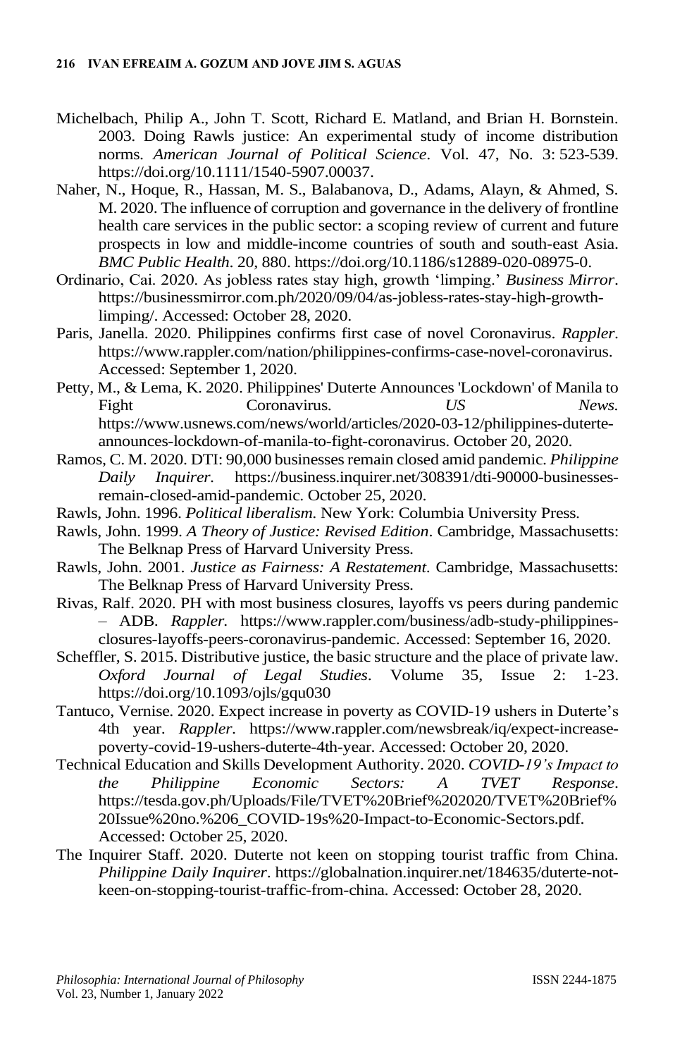Michelbach, Philip A., John T. Scott, Richard E. Matland, and Brian H. Bornstein. 2003. Doing Rawls justice: An experimental study of income distribution norms. *American Journal of Political Science*. Vol. 47, No. 3: 523-539. https://doi.org/10.1111/1540-5907.00037.

Naher, N., Hoque, R., Hassan, M. S., Balabanova, D., Adams, Alayn, & Ahmed, S. M. 2020. The influence of corruption and governance in the delivery of frontline health care services in the public sector: a scoping review of current and future prospects in low and middle-income countries of south and south-east Asia. *BMC Public Health*. 20, 880. https://doi.org/10.1186/s12889-020-08975-0.

Ordinario, Cai. 2020. As jobless rates stay high, growth 'limping.' *Business Mirror*. https://businessmirror.com.ph/2020/09/04/as-jobless-rates-stay-high-growth-limping/. Accessed: October 28, 2020.

Paris, Janella. 2020. Philippines confirms first case of novel Coronavirus. *Rappler*. https://www.rappler.com/nation/philippines-confirms-case-novel-coronavirus. Accessed: September 1, 2020.

Petty, M., & Lema, K. 2020. Philippines' Duterte Announces 'Lockdown' of Manila to Fight Coronavirus. *US News*. https://www.usnews.com/news/world/articles/2020-03-12/philippines-duterte-announces-lockdown-of-manila-to-fight-coronavirus. October 20, 2020.

Ramos, C. M. 2020. DTI: 90,000 businesses remain closed amid pandemic. *Philippine Daily Inquirer*. https://business.inquirer.net/308391/dti-90000-businesses-remain-closed-amid-pandemic. October 25, 2020.

Rawls, John. 1996. *Political liberalism*. New York: Columbia University Press.

Rawls, John. 1999. *A Theory of Justice: Revised Edition*. Cambridge, Massachusetts: The Belknap Press of Harvard University Press.

Rawls, John. 2001. *Justice as Fairness: A Restatement*. Cambridge, Massachusetts: The Belknap Press of Harvard University Press.

Rivas, Ralf. 2020. PH with most business closures, layoffs vs peers during pandemic – ADB. *Rappler.* https://www.rappler.com/business/adb-study-philippines-closures-layoffs-peers-coronavirus-pandemic. Accessed: September 16, 2020.

Scheffler, S. 2015. Distributive justice, the basic structure and the place of private law. *Oxford Journal of Legal Studies*. Volume 35, Issue 2: 1-23. https://doi.org/10.1093/ojls/gqu030

Tantuco, Vernise. 2020. Expect increase in poverty as COVID-19 ushers in Duterte's 4th year. *Rappler*. https://www.rappler.com/newsbreak/iq/expect-increase-poverty-covid-19-ushers-duterte-4th-year. Accessed: October 20, 2020.

Technical Education and Skills Development Authority. 2020. *COVID-19's Impact to the Philippine Economic Sectors: A TVET Response*. https://tesda.gov.ph/Uploads/File/TVET%20Brief%202020/TVET%20Brief%20Issue%20no.%206_COVID-19s%20-Impact-to-Economic-Sectors.pdf. Accessed: October 25, 2020.

The Inquirer Staff. 2020. Duterte not keen on stopping tourist traffic from China. *Philippine Daily Inquirer*. https://globalnation.inquirer.net/184635/duterte-not-keen-on-stopping-tourist-traffic-from-china. Accessed: October 28, 2020.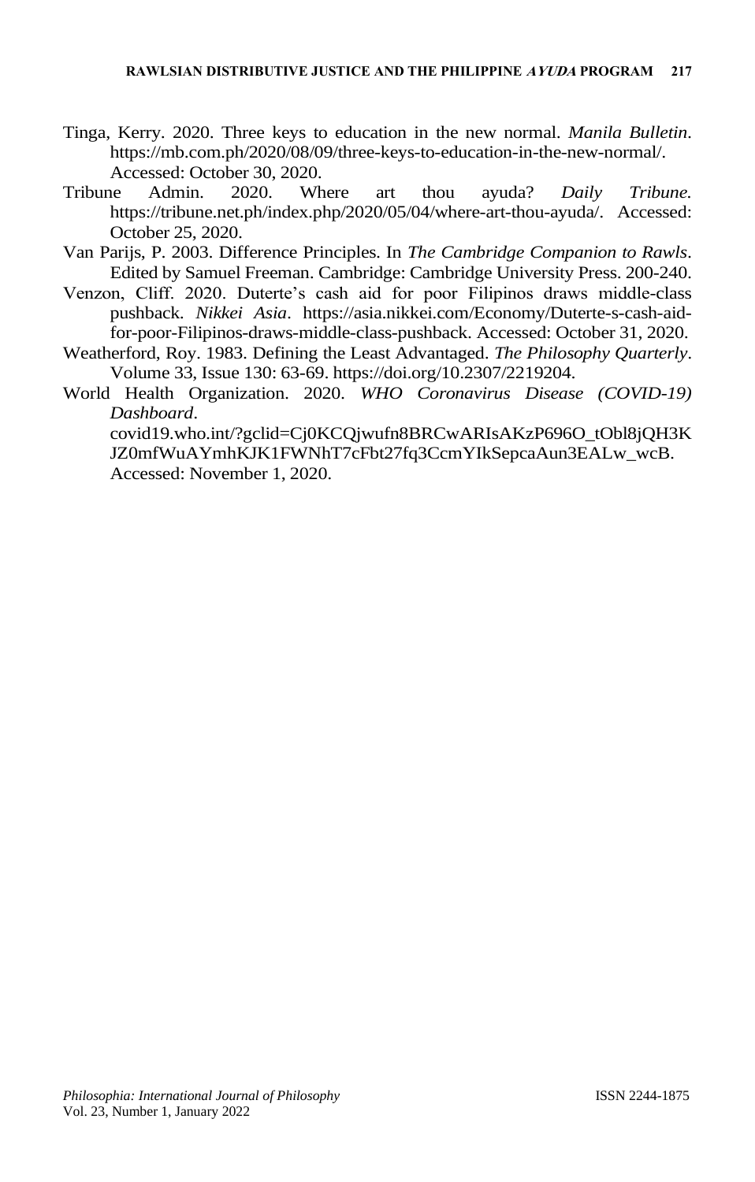Tinga, Kerry. 2020. Three keys to education in the new normal. *Manila Bulletin*. https://mb.com.ph/2020/08/09/three-keys-to-education-in-the-new-normal/. Accessed: October 30, 2020.

Tribune Admin. 2020. Where art thou ayuda? *Daily Tribune.* https://tribune.net.ph/index.php/2020/05/04/where-art-thou-ayuda/. Accessed: October 25, 2020.

Van Parijs, P. 2003. Difference Principles. In *The Cambridge Companion to Rawls*. Edited by Samuel Freeman. Cambridge: Cambridge University Press. 200-240.

Venzon, Cliff. 2020. Duterte's cash aid for poor Filipinos draws middle-class pushback. *Nikkei Asia*. https://asia.nikkei.com/Economy/Duterte-s-cash-aid-for-poor-Filipinos-draws-middle-class-pushback. Accessed: October 31, 2020.

Weatherford, Roy. 1983. Defining the Least Advantaged. *The Philosophy Quarterly*. Volume 33, Issue 130: 63-69. https://doi.org/10.2307/2219204.

World Health Organization. 2020. *WHO Coronavirus Disease (COVID-19) Dashboard*. covid19.who.int/?gclid=Cj0KCQjwufn8BRCwARIsAKzP696O_tObl8jQH3KJZ0mfWuAYmhKJK1FWNhT7cFbt27fq3CcmYIkSepcaAun3EALw_wcB. Accessed: November 1, 2020.